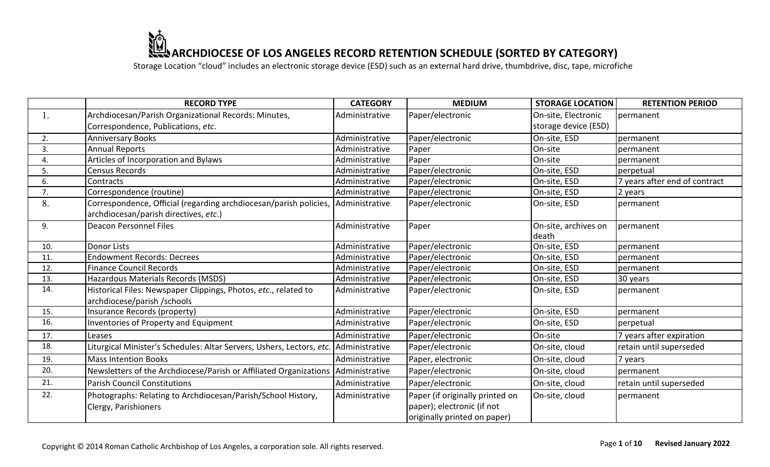# ARCHDIOCESE OF LOS ANGELES RECORD RETENTION SCHEDULE (SORTED BY CATEGORY)

Storage Location "cloud" includes an electronic storage device (ESD) such as an external hard drive, thumbdrive, disc, tape, microfiche

| | RECORD TYPE | CATEGORY | MEDIUM | STORAGE LOCATION | RETENTION PERIOD |
|---|---|---|---|---|---|
| 1. | Archdiocesan/Parish Organizational Records: Minutes, Correspondence, Publications, *etc*. | Administrative | Paper/electronic | On-site, Electronic storage device (ESD) | permanent |
| 2. | Anniversary Books | Administrative | Paper/electronic | On-site, ESD | permanent |
| 3. | Annual Reports | Administrative | Paper | On-site | permanent |
| 4. | Articles of Incorporation and Bylaws | Administrative | Paper | On-site | permanent |
| 5. | Census Records | Administrative | Paper/electronic | On-site, ESD | perpetual |
| 6. | Contracts | Administrative | Paper/electronic | On-site, ESD | 7 years after end of contract |
| 7. | Correspondence (routine) | Administrative | Paper/electronic | On-site, ESD | 2 years |
| 8. | Correspondence, Official (regarding archdiocesan/parish policies, archdiocesan/parish directives, *etc*.) | Administrative | Paper/electronic | On-site, ESD | permanent |
| 9. | Deacon Personnel Files | Administrative | Paper | On-site, archives on death | permanent |
| 10. | Donor Lists | Administrative | Paper/electronic | On-site, ESD | permanent |
| 11. | Endowment Records: Decrees | Administrative | Paper/electronic | On-site, ESD | permanent |
| 12. | Finance Council Records | Administrative | Paper/electronic | On-site, ESD | permanent |
| 13. | Hazardous Materials Records (MSDS) | Administrative | Paper/electronic | On-site, ESD | 30 years |
| 14. | Historical Files: Newspaper Clippings, Photos, *etc*., related to archdiocese/parish /schools | Administrative | Paper/electronic | On-site, ESD | permanent |
| 15. | Insurance Records (property) | Administrative | Paper/electronic | On-site, ESD | permanent |
| 16. | Inventories of Property and Equipment | Administrative | Paper/electronic | On-site, ESD | perpetual |
| 17. | Leases | Administrative | Paper/electronic | On-site | 7 years after expiration |
| 18. | Liturgical Minister's Schedules: Altar Servers, Ushers, Lectors, *etc.* | Administrative | Paper/electronic | On-site, cloud | retain until superseded |
| 19. | Mass Intention Books | Administrative | Paper, electronic | On-site, cloud | 7 years |
| 20. | Newsletters of the Archdiocese/Parish or Affiliated Organizations | Administrative | Paper/electronic | On-site, cloud | permanent |
| 21. | Parish Council Constitutions | Administrative | Paper/electronic | On-site, cloud | retain until superseded |
| 22. | Photographs: Relating to Archdiocesan/Parish/School History, Clergy, Parishioners | Administrative | Paper (if originally printed on paper); electronic (if not originally printed on paper) | On-site, cloud | permanent |

Copyright © 2014 Roman Catholic Archbishop of Los Angeles, a corporation sole. All rights reserved.

Revised January 2022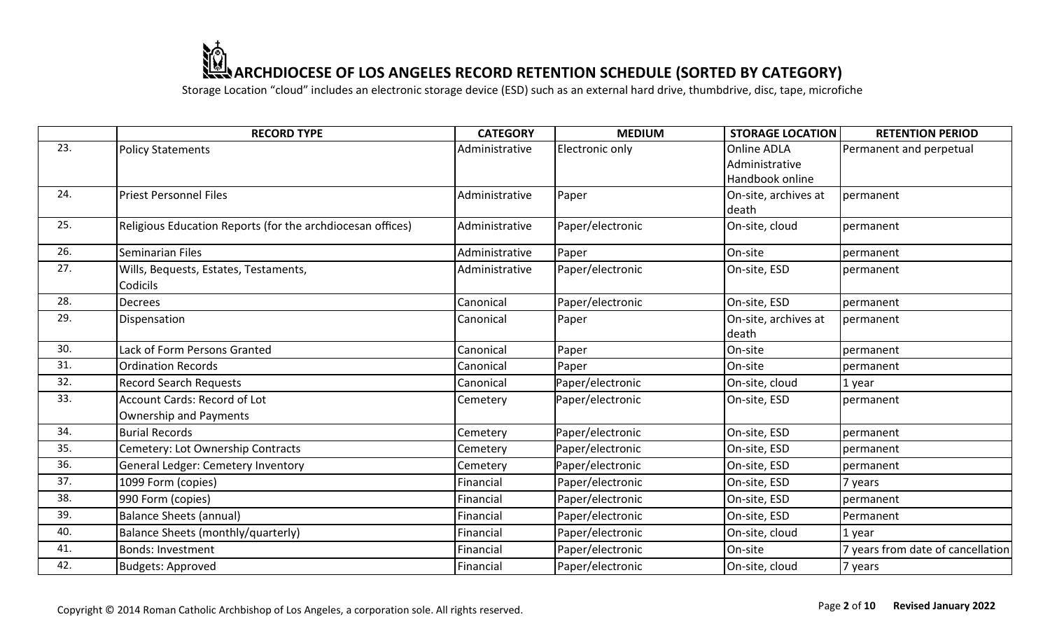# ARCHDIOCESE OF LOS ANGELES RECORD RETENTION SCHEDULE (SORTED BY CATEGORY)

Storage Location "cloud" includes an electronic storage device (ESD) such as an external hard drive, thumbdrive, disc, tape, microfiche

| | RECORD TYPE | CATEGORY | MEDIUM | STORAGE LOCATION | RETENTION PERIOD |
|---|---|---|---|---|---|
| 23. | Policy Statements | Administrative | Electronic only | Online ADLA Administrative Handbook online | Permanent and perpetual |
| 24. | Priest Personnel Files | Administrative | Paper | On-site, archives at death | permanent |
| 25. | Religious Education Reports (for the archdiocesan offices) | Administrative | Paper/electronic | On-site, cloud | permanent |
| 26. | Seminarian Files | Administrative | Paper | On-site | permanent |
| 27. | Wills, Bequests, Estates, Testaments, Codicils | Administrative | Paper/electronic | On-site, ESD | permanent |
| 28. | Decrees | Canonical | Paper/electronic | On-site, ESD | permanent |
| 29. | Dispensation | Canonical | Paper | On-site, archives at death | permanent |
| 30. | Lack of Form Persons Granted | Canonical | Paper | On-site | permanent |
| 31. | Ordination Records | Canonical | Paper | On-site | permanent |
| 32. | Record Search Requests | Canonical | Paper/electronic | On-site, cloud | 1 year |
| 33. | Account Cards: Record of Lot Ownership and Payments | Cemetery | Paper/electronic | On-site, ESD | permanent |
| 34. | Burial Records | Cemetery | Paper/electronic | On-site, ESD | permanent |
| 35. | Cemetery: Lot Ownership Contracts | Cemetery | Paper/electronic | On-site, ESD | permanent |
| 36. | General Ledger: Cemetery Inventory | Cemetery | Paper/electronic | On-site, ESD | permanent |
| 37. | 1099 Form (copies) | Financial | Paper/electronic | On-site, ESD | 7 years |
| 38. | 990 Form (copies) | Financial | Paper/electronic | On-site, ESD | permanent |
| 39. | Balance Sheets (annual) | Financial | Paper/electronic | On-site, ESD | Permanent |
| 40. | Balance Sheets (monthly/quarterly) | Financial | Paper/electronic | On-site, cloud | 1 year |
| 41. | Bonds: Investment | Financial | Paper/electronic | On-site | 7 years from date of cancellation |
| 42. | Budgets: Approved | Financial | Paper/electronic | On-site, cloud | 7 years |

Copyright © 2014 Roman Catholic Archbishop of Los Angeles, a corporation sole. All rights reserved.

Revised January 2022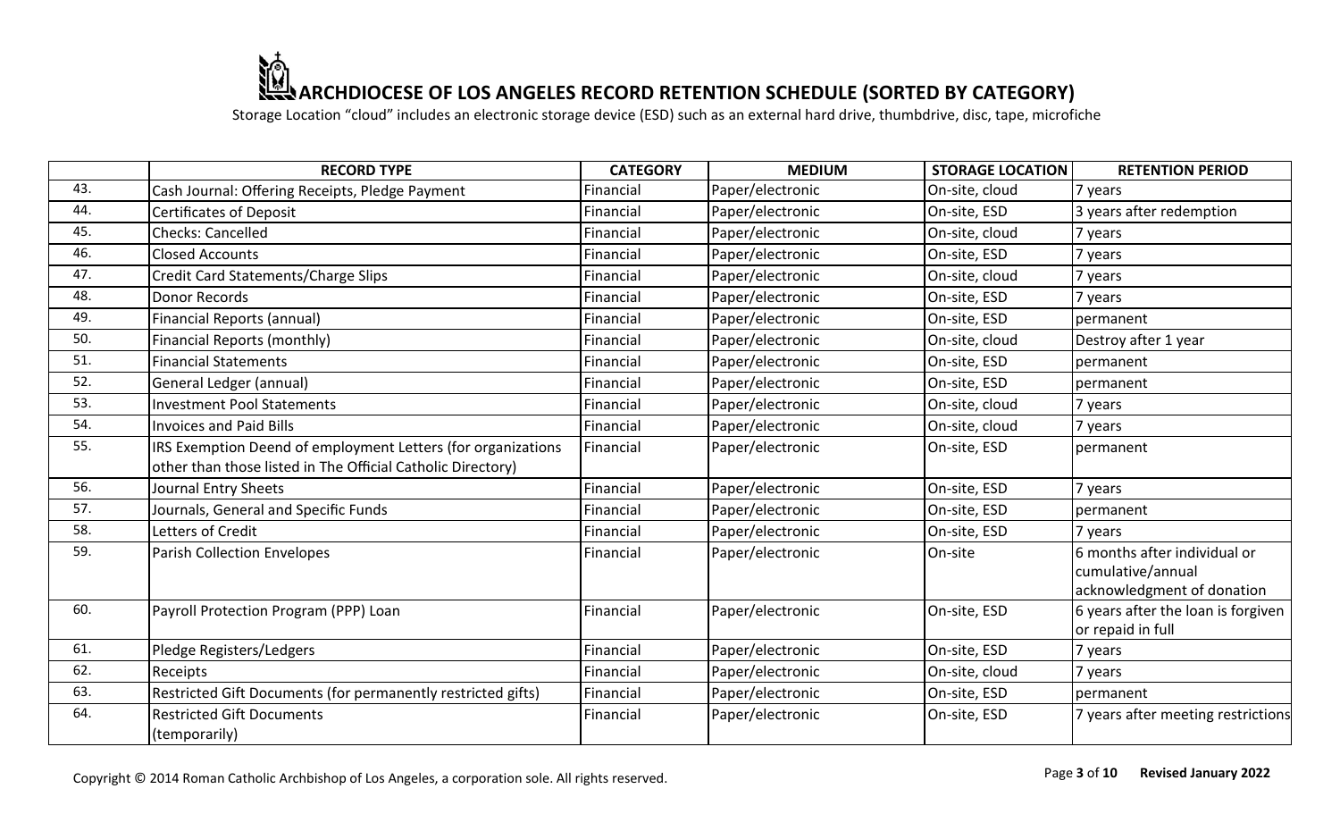# ARCHDIOCESE OF LOS ANGELES RECORD RETENTION SCHEDULE (SORTED BY CATEGORY)

Storage Location "cloud" includes an electronic storage device (ESD) such as an external hard drive, thumbdrive, disc, tape, microfiche

| | RECORD TYPE | CATEGORY | MEDIUM | STORAGE LOCATION | RETENTION PERIOD |
|---|---|---|---|---|---|
| 43. | Cash Journal: Offering Receipts, Pledge Payment | Financial | Paper/electronic | On-site, cloud | 7 years |
| 44. | Certificates of Deposit | Financial | Paper/electronic | On-site, ESD | 3 years after redemption |
| 45. | Checks: Cancelled | Financial | Paper/electronic | On-site, cloud | 7 years |
| 46. | Closed Accounts | Financial | Paper/electronic | On-site, ESD | 7 years |
| 47. | Credit Card Statements/Charge Slips | Financial | Paper/electronic | On-site, cloud | 7 years |
| 48. | Donor Records | Financial | Paper/electronic | On-site, ESD | 7 years |
| 49. | Financial Reports (annual) | Financial | Paper/electronic | On-site, ESD | permanent |
| 50. | Financial Reports (monthly) | Financial | Paper/electronic | On-site, cloud | Destroy after 1 year |
| 51. | Financial Statements | Financial | Paper/electronic | On-site, ESD | permanent |
| 52. | General Ledger (annual) | Financial | Paper/electronic | On-site, ESD | permanent |
| 53. | Investment Pool Statements | Financial | Paper/electronic | On-site, cloud | 7 years |
| 54. | Invoices and Paid Bills | Financial | Paper/electronic | On-site, cloud | 7 years |
| 55. | IRS Exemption Deend of employment Letters (for organizations other than those listed in The Official Catholic Directory) | Financial | Paper/electronic | On-site, ESD | permanent |
| 56. | Journal Entry Sheets | Financial | Paper/electronic | On-site, ESD | 7 years |
| 57. | Journals, General and Specific Funds | Financial | Paper/electronic | On-site, ESD | permanent |
| 58. | Letters of Credit | Financial | Paper/electronic | On-site, ESD | 7 years |
| 59. | Parish Collection Envelopes | Financial | Paper/electronic | On-site | 6 months after individual or cumulative/annual acknowledgment of donation |
| 60. | Payroll Protection Program (PPP) Loan | Financial | Paper/electronic | On-site, ESD | 6 years after the loan is forgiven or repaid in full |
| 61. | Pledge Registers/Ledgers | Financial | Paper/electronic | On-site, ESD | 7 years |
| 62. | Receipts | Financial | Paper/electronic | On-site, cloud | 7 years |
| 63. | Restricted Gift Documents (for permanently restricted gifts) | Financial | Paper/electronic | On-site, ESD | permanent |
| 64. | Restricted Gift Documents (temporarily) | Financial | Paper/electronic | On-site, ESD | 7 years after meeting restrictions |

Copyright © 2014 Roman Catholic Archbishop of Los Angeles, a corporation sole. All rights reserved.

Revised January 2022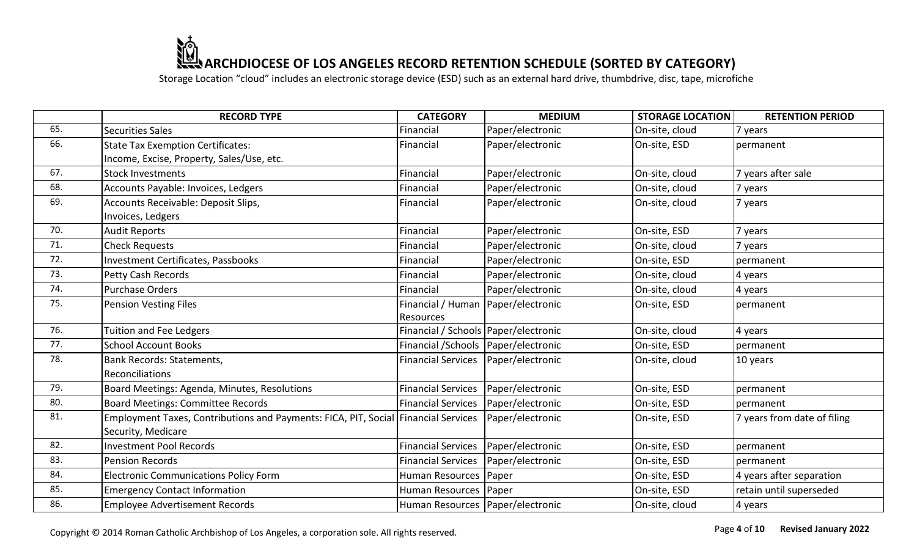# ARCHDIOCESE OF LOS ANGELES RECORD RETENTION SCHEDULE (SORTED BY CATEGORY)

Storage Location "cloud" includes an electronic storage device (ESD) such as an external hard drive, thumbdrive, disc, tape, microfiche

| | RECORD TYPE | CATEGORY | MEDIUM | STORAGE LOCATION | RETENTION PERIOD |
|---|---|---|---|---|---|
| 65. | Securities Sales | Financial | Paper/electronic | On-site, cloud | 7 years |
| 66. | State Tax Exemption Certificates: Income, Excise, Property, Sales/Use, etc. | Financial | Paper/electronic | On-site, ESD | permanent |
| 67. | Stock Investments | Financial | Paper/electronic | On-site, cloud | 7 years after sale |
| 68. | Accounts Payable: Invoices, Ledgers | Financial | Paper/electronic | On-site, cloud | 7 years |
| 69. | Accounts Receivable: Deposit Slips, Invoices, Ledgers | Financial | Paper/electronic | On-site, cloud | 7 years |
| 70. | Audit Reports | Financial | Paper/electronic | On-site, ESD | 7 years |
| 71. | Check Requests | Financial | Paper/electronic | On-site, cloud | 7 years |
| 72. | Investment Certificates, Passbooks | Financial | Paper/electronic | On-site, ESD | permanent |
| 73. | Petty Cash Records | Financial | Paper/electronic | On-site, cloud | 4 years |
| 74. | Purchase Orders | Financial | Paper/electronic | On-site, cloud | 4 years |
| 75. | Pension Vesting Files | Financial / Human Resources | Paper/electronic | On-site, ESD | permanent |
| 76. | Tuition and Fee Ledgers | Financial / Schools | Paper/electronic | On-site, cloud | 4 years |
| 77. | School Account Books | Financial /Schools | Paper/electronic | On-site, ESD | permanent |
| 78. | Bank Records: Statements, Reconciliations | Financial Services | Paper/electronic | On-site, cloud | 10 years |
| 79. | Board Meetings: Agenda, Minutes, Resolutions | Financial Services | Paper/electronic | On-site, ESD | permanent |
| 80. | Board Meetings: Committee Records | Financial Services | Paper/electronic | On-site, ESD | permanent |
| 81. | Employment Taxes, Contributions and Payments: FICA, PIT, Social Security, Medicare | Financial Services | Paper/electronic | On-site, ESD | 7 years from date of filing |
| 82. | Investment Pool Records | Financial Services | Paper/electronic | On-site, ESD | permanent |
| 83. | Pension Records | Financial Services | Paper/electronic | On-site, ESD | permanent |
| 84. | Electronic Communications Policy Form | Human Resources | Paper | On-site, ESD | 4 years after separation |
| 85. | Emergency Contact Information | Human Resources | Paper | On-site, ESD | retain until superseded |
| 86. | Employee Advertisement Records | Human Resources | Paper/electronic | On-site, cloud | 4 years |

Copyright © 2014 Roman Catholic Archbishop of Los Angeles, a corporation sole. All rights reserved.

Revised January 2022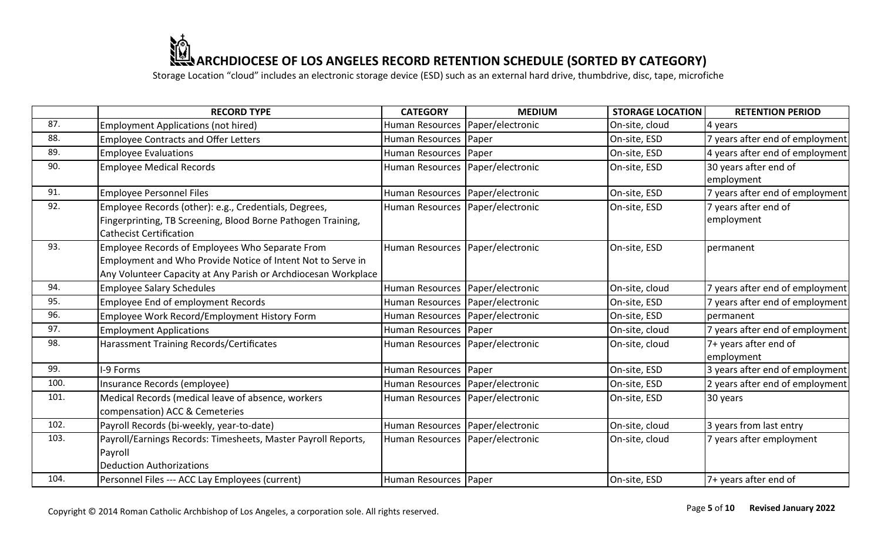# ARCHDIOCESE OF LOS ANGELES RECORD RETENTION SCHEDULE (SORTED BY CATEGORY)

Storage Location "cloud" includes an electronic storage device (ESD) such as an external hard drive, thumbdrive, disc, tape, microfiche

| | RECORD TYPE | CATEGORY | MEDIUM | STORAGE LOCATION | RETENTION PERIOD |
|---|---|---|---|---|---|
| 87. | Employment Applications (not hired) | Human Resources | Paper/electronic | On-site, cloud | 4 years |
| 88. | Employee Contracts and Offer Letters | Human Resources | Paper | On-site, ESD | 7 years after end of employment |
| 89. | Employee Evaluations | Human Resources | Paper | On-site, ESD | 4 years after end of employment |
| 90. | Employee Medical Records | Human Resources | Paper/electronic | On-site, ESD | 30 years after end of employment |
| 91. | Employee Personnel Files | Human Resources | Paper/electronic | On-site, ESD | 7 years after end of employment |
| 92. | Employee Records (other): e.g., Credentials, Degrees, Fingerprinting, TB Screening, Blood Borne Pathogen Training, Cathecist Certification | Human Resources | Paper/electronic | On-site, ESD | 7 years after end of employment |
| 93. | Employee Records of Employees Who Separate From Employment and Who Provide Notice of Intent Not to Serve in Any Volunteer Capacity at Any Parish or Archdiocesan Workplace | Human Resources | Paper/electronic | On-site, ESD | permanent |
| 94. | Employee Salary Schedules | Human Resources | Paper/electronic | On-site, cloud | 7 years after end of employment |
| 95. | Employee End of employment Records | Human Resources | Paper/electronic | On-site, ESD | 7 years after end of employment |
| 96. | Employee Work Record/Employment History Form | Human Resources | Paper/electronic | On-site, ESD | permanent |
| 97. | Employment Applications | Human Resources | Paper | On-site, cloud | 7 years after end of employment |
| 98. | Harassment Training Records/Certificates | Human Resources | Paper/electronic | On-site, cloud | 7+ years after end of employment |
| 99. | I-9 Forms | Human Resources | Paper | On-site, ESD | 3 years after end of employment |
| 100. | Insurance Records (employee) | Human Resources | Paper/electronic | On-site, ESD | 2 years after end of employment |
| 101. | Medical Records (medical leave of absence, workers compensation) ACC & Cemeteries | Human Resources | Paper/electronic | On-site, ESD | 30 years |
| 102. | Payroll Records (bi-weekly, year-to-date) | Human Resources | Paper/electronic | On-site, cloud | 3 years from last entry |
| 103. | Payroll/Earnings Records: Timesheets, Master Payroll Reports, Payroll Deduction Authorizations | Human Resources | Paper/electronic | On-site, cloud | 7 years after employment |
| 104. | Personnel Files --- ACC Lay Employees (current) | Human Resources | Paper | On-site, ESD | 7+ years after end of |

Copyright © 2014 Roman Catholic Archbishop of Los Angeles, a corporation sole. All rights reserved.

Revised January 2022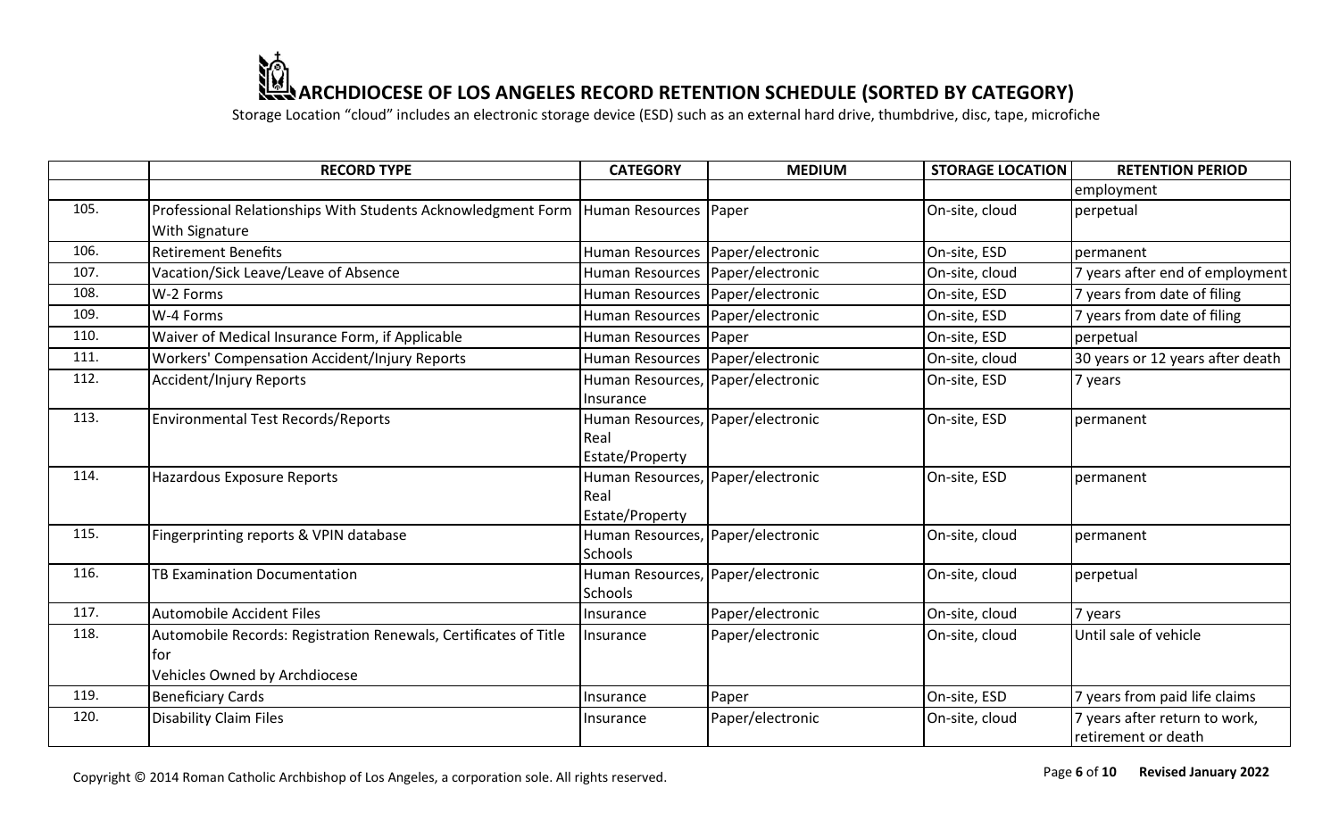# ARCHDIOCESE OF LOS ANGELES RECORD RETENTION SCHEDULE (SORTED BY CATEGORY)

Storage Location "cloud" includes an electronic storage device (ESD) such as an external hard drive, thumbdrive, disc, tape, microfiche

| | RECORD TYPE | CATEGORY | MEDIUM | STORAGE LOCATION | RETENTION PERIOD |
|---|---|---|---|---|---|
| | | | | | employment |
| 105. | Professional Relationships With Students Acknowledgment Form With Signature | Human Resources | Paper | On-site, cloud | perpetual |
| 106. | Retirement Benefits | Human Resources | Paper/electronic | On-site, ESD | permanent |
| 107. | Vacation/Sick Leave/Leave of Absence | Human Resources | Paper/electronic | On-site, cloud | 7 years after end of employment |
| 108. | W-2 Forms | Human Resources | Paper/electronic | On-site, ESD | 7 years from date of filing |
| 109. | W-4 Forms | Human Resources | Paper/electronic | On-site, ESD | 7 years from date of filing |
| 110. | Waiver of Medical Insurance Form, if Applicable | Human Resources | Paper | On-site, ESD | perpetual |
| 111. | Workers' Compensation Accident/Injury Reports | Human Resources | Paper/electronic | On-site, cloud | 30 years or 12 years after death |
| 112. | Accident/Injury Reports | Human Resources, Insurance | Paper/electronic | On-site, ESD | 7 years |
| 113. | Environmental Test Records/Reports | Human Resources, Real Estate/Property | Paper/electronic | On-site, ESD | permanent |
| 114. | Hazardous Exposure Reports | Human Resources, Real Estate/Property | Paper/electronic | On-site, ESD | permanent |
| 115. | Fingerprinting reports & VPIN database | Human Resources, Schools | Paper/electronic | On-site, cloud | permanent |
| 116. | TB Examination Documentation | Human Resources, Schools | Paper/electronic | On-site, cloud | perpetual |
| 117. | Automobile Accident Files | Insurance | Paper/electronic | On-site, cloud | 7 years |
| 118. | Automobile Records: Registration Renewals, Certificates of Title for Vehicles Owned by Archdiocese | Insurance | Paper/electronic | On-site, cloud | Until sale of vehicle |
| 119. | Beneficiary Cards | Insurance | Paper | On-site, ESD | 7 years from paid life claims |
| 120. | Disability Claim Files | Insurance | Paper/electronic | On-site, cloud | 7 years after return to work, retirement or death |

Copyright © 2014 Roman Catholic Archbishop of Los Angeles, a corporation sole. All rights reserved.

Revised January 2022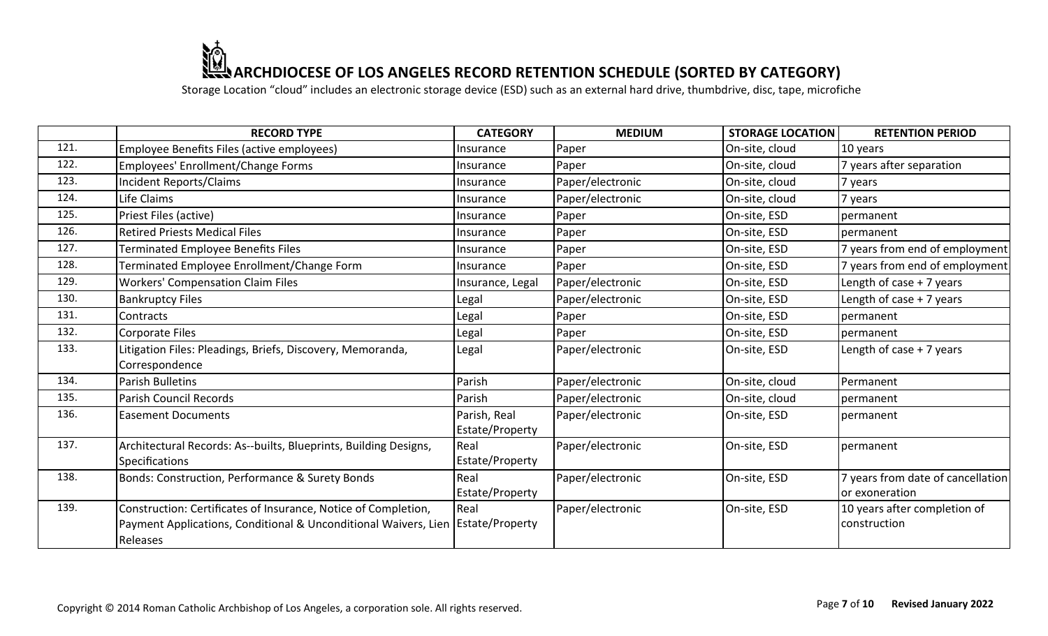# ARCHDIOCESE OF LOS ANGELES RECORD RETENTION SCHEDULE (SORTED BY CATEGORY)

Storage Location "cloud" includes an electronic storage device (ESD) such as an external hard drive, thumbdrive, disc, tape, microfiche

| | RECORD TYPE | CATEGORY | MEDIUM | STORAGE LOCATION | RETENTION PERIOD |
|---|---|---|---|---|---|
| 121. | Employee Benefits Files (active employees) | Insurance | Paper | On-site, cloud | 10 years |
| 122. | Employees' Enrollment/Change Forms | Insurance | Paper | On-site, cloud | 7 years after separation |
| 123. | Incident Reports/Claims | Insurance | Paper/electronic | On-site, cloud | 7 years |
| 124. | Life Claims | Insurance | Paper/electronic | On-site, cloud | 7 years |
| 125. | Priest Files (active) | Insurance | Paper | On-site, ESD | permanent |
| 126. | Retired Priests Medical Files | Insurance | Paper | On-site, ESD | permanent |
| 127. | Terminated Employee Benefits Files | Insurance | Paper | On-site, ESD | 7 years from end of employment |
| 128. | Terminated Employee Enrollment/Change Form | Insurance | Paper | On-site, ESD | 7 years from end of employment |
| 129. | Workers' Compensation Claim Files | Insurance, Legal | Paper/electronic | On-site, ESD | Length of case + 7 years |
| 130. | Bankruptcy Files | Legal | Paper/electronic | On-site, ESD | Length of case + 7 years |
| 131. | Contracts | Legal | Paper | On-site, ESD | permanent |
| 132. | Corporate Files | Legal | Paper | On-site, ESD | permanent |
| 133. | Litigation Files: Pleadings, Briefs, Discovery, Memoranda, Correspondence | Legal | Paper/electronic | On-site, ESD | Length of case + 7 years |
| 134. | Parish Bulletins | Parish | Paper/electronic | On-site, cloud | Permanent |
| 135. | Parish Council Records | Parish | Paper/electronic | On-site, cloud | permanent |
| 136. | Easement Documents | Parish, Real Estate/Property | Paper/electronic | On-site, ESD | permanent |
| 137. | Architectural Records: As--builts, Blueprints, Building Designs, Specifications | Real Estate/Property | Paper/electronic | On-site, ESD | permanent |
| 138. | Bonds: Construction, Performance & Surety Bonds | Real Estate/Property | Paper/electronic | On-site, ESD | 7 years from date of cancellation or exoneration |
| 139. | Construction: Certificates of Insurance, Notice of Completion, Payment Applications, Conditional & Unconditional Waivers, Lien Releases | Real Estate/Property | Paper/electronic | On-site, ESD | 10 years after completion of construction |

Copyright © 2014 Roman Catholic Archbishop of Los Angeles, a corporation sole. All rights reserved.

Revised January 2022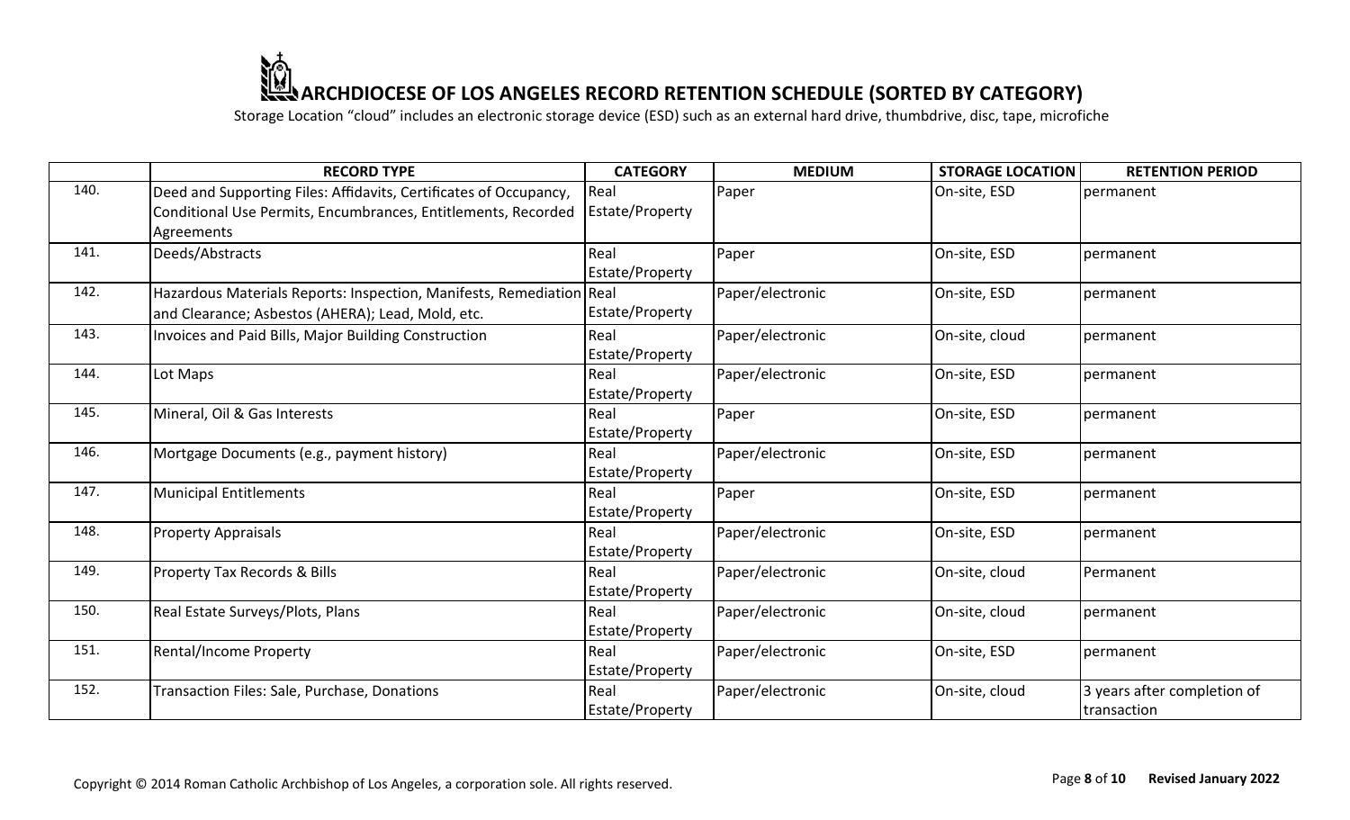# ARCHDIOCESE OF LOS ANGELES RECORD RETENTION SCHEDULE (SORTED BY CATEGORY)

Storage Location "cloud" includes an electronic storage device (ESD) such as an external hard drive, thumbdrive, disc, tape, microfiche

| | RECORD TYPE | CATEGORY | MEDIUM | STORAGE LOCATION | RETENTION PERIOD |
|---|---|---|---|---|---|
| 140. | Deed and Supporting Files: Affidavits, Certificates of Occupancy, Conditional Use Permits, Encumbrances, Entitlements, Recorded Agreements | Real Estate/Property | Paper | On-site, ESD | permanent |
| 141. | Deeds/Abstracts | Real Estate/Property | Paper | On-site, ESD | permanent |
| 142. | Hazardous Materials Reports: Inspection, Manifests, Remediation and Clearance; Asbestos (AHERA); Lead, Mold, etc. | Real Estate/Property | Paper/electronic | On-site, ESD | permanent |
| 143. | Invoices and Paid Bills, Major Building Construction | Real Estate/Property | Paper/electronic | On-site, cloud | permanent |
| 144. | Lot Maps | Real Estate/Property | Paper/electronic | On-site, ESD | permanent |
| 145. | Mineral, Oil & Gas Interests | Real Estate/Property | Paper | On-site, ESD | permanent |
| 146. | Mortgage Documents (e.g., payment history) | Real Estate/Property | Paper/electronic | On-site, ESD | permanent |
| 147. | Municipal Entitlements | Real Estate/Property | Paper | On-site, ESD | permanent |
| 148. | Property Appraisals | Real Estate/Property | Paper/electronic | On-site, ESD | permanent |
| 149. | Property Tax Records & Bills | Real Estate/Property | Paper/electronic | On-site, cloud | Permanent |
| 150. | Real Estate Surveys/Plots, Plans | Real Estate/Property | Paper/electronic | On-site, cloud | permanent |
| 151. | Rental/Income Property | Real Estate/Property | Paper/electronic | On-site, ESD | permanent |
| 152. | Transaction Files: Sale, Purchase, Donations | Real Estate/Property | Paper/electronic | On-site, cloud | 3 years after completion of transaction |

Copyright © 2014 Roman Catholic Archbishop of Los Angeles, a corporation sole. All rights reserved.

Revised January 2022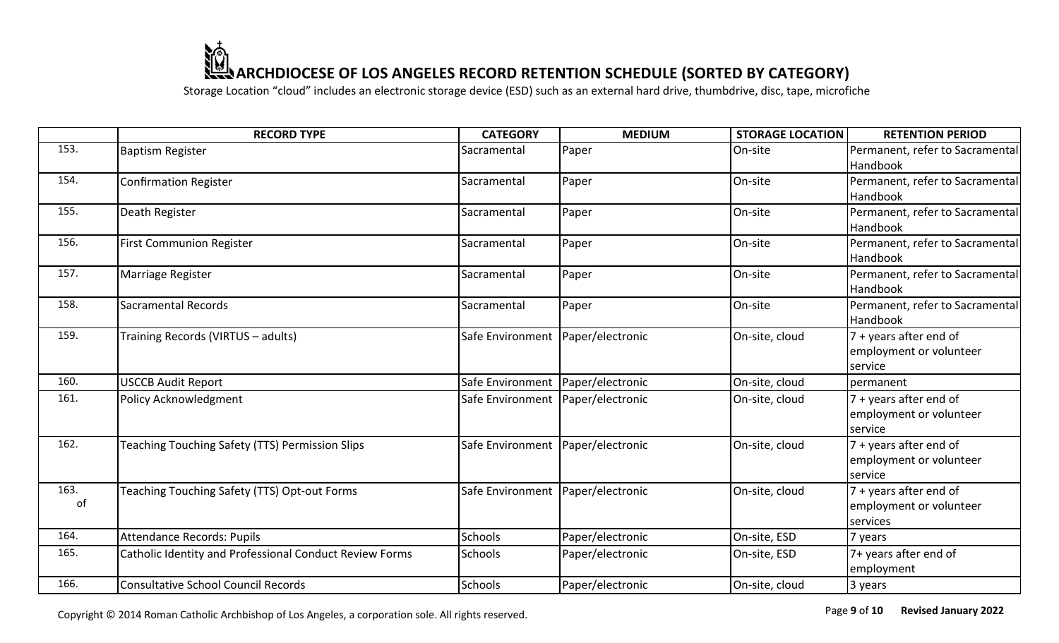# ARCHDIOCESE OF LOS ANGELES RECORD RETENTION SCHEDULE (SORTED BY CATEGORY)

Storage Location “cloud” includes an electronic storage device (ESD) such as an external hard drive, thumbdrive, disc, tape, microfiche

| | RECORD TYPE | CATEGORY | MEDIUM | STORAGE LOCATION | RETENTION PERIOD |
|---|---|---|---|---|---|
| 153. | Baptism Register | Sacramental | Paper | On-site | Permanent, refer to Sacramental Handbook |
| 154. | Confirmation Register | Sacramental | Paper | On-site | Permanent, refer to Sacramental Handbook |
| 155. | Death Register | Sacramental | Paper | On-site | Permanent, refer to Sacramental Handbook |
| 156. | First Communion Register | Sacramental | Paper | On-site | Permanent, refer to Sacramental Handbook |
| 157. | Marriage Register | Sacramental | Paper | On-site | Permanent, refer to Sacramental Handbook |
| 158. | Sacramental Records | Sacramental | Paper | On-site | Permanent, refer to Sacramental Handbook |
| 159. | Training Records (VIRTUS – adults) | Safe Environment | Paper/electronic | On-site, cloud | 7 + years after end of employment or volunteer service |
| 160. | USCCB Audit Report | Safe Environment | Paper/electronic | On-site, cloud | permanent |
| 161. | Policy Acknowledgment | Safe Environment | Paper/electronic | On-site, cloud | 7 + years after end of employment or volunteer service |
| 162. | Teaching Touching Safety (TTS) Permission Slips | Safe Environment | Paper/electronic | On-site, cloud | 7 + years after end of employment or volunteer service |
| 163. of | Teaching Touching Safety (TTS) Opt-out Forms | Safe Environment | Paper/electronic | On-site, cloud | 7 + years after end of employment or volunteer services |
| 164. | Attendance Records: Pupils | Schools | Paper/electronic | On-site, ESD | 7 years |
| 165. | Catholic Identity and Professional Conduct Review Forms | Schools | Paper/electronic | On-site, ESD | 7+ years after end of employment |
| 166. | Consultative School Council Records | Schools | Paper/electronic | On-site, cloud | 3 years |

Copyright © 2014 Roman Catholic Archbishop of Los Angeles, a corporation sole. All rights reserved.

Revised January 2022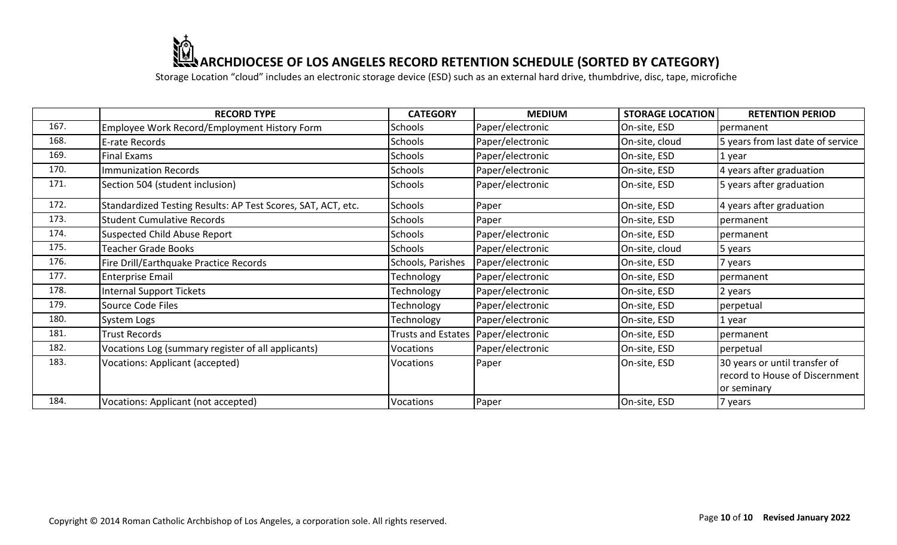# ARCHDIOCESE OF LOS ANGELES RECORD RETENTION SCHEDULE (SORTED BY CATEGORY)

Storage Location "cloud" includes an electronic storage device (ESD) such as an external hard drive, thumbdrive, disc, tape, microfiche

| | RECORD TYPE | CATEGORY | MEDIUM | STORAGE LOCATION | RETENTION PERIOD |
|---|---|---|---|---|---|
| 167. | Employee Work Record/Employment History Form | Schools | Paper/electronic | On-site, ESD | permanent |
| 168. | E-rate Records | Schools | Paper/electronic | On-site, cloud | 5 years from last date of service |
| 169. | Final Exams | Schools | Paper/electronic | On-site, ESD | 1 year |
| 170. | Immunization Records | Schools | Paper/electronic | On-site, ESD | 4 years after graduation |
| 171. | Section 504 (student inclusion) | Schools | Paper/electronic | On-site, ESD | 5 years after graduation |
| 172. | Standardized Testing Results: AP Test Scores, SAT, ACT, etc. | Schools | Paper | On-site, ESD | 4 years after graduation |
| 173. | Student Cumulative Records | Schools | Paper | On-site, ESD | permanent |
| 174. | Suspected Child Abuse Report | Schools | Paper/electronic | On-site, ESD | permanent |
| 175. | Teacher Grade Books | Schools | Paper/electronic | On-site, cloud | 5 years |
| 176. | Fire Drill/Earthquake Practice Records | Schools, Parishes | Paper/electronic | On-site, ESD | 7 years |
| 177. | Enterprise Email | Technology | Paper/electronic | On-site, ESD | permanent |
| 178. | Internal Support Tickets | Technology | Paper/electronic | On-site, ESD | 2 years |
| 179. | Source Code Files | Technology | Paper/electronic | On-site, ESD | perpetual |
| 180. | System Logs | Technology | Paper/electronic | On-site, ESD | 1 year |
| 181. | Trust Records | Trusts and Estates | Paper/electronic | On-site, ESD | permanent |
| 182. | Vocations Log (summary register of all applicants) | Vocations | Paper/electronic | On-site, ESD | perpetual |
| 183. | Vocations: Applicant (accepted) | Vocations | Paper | On-site, ESD | 30 years or until transfer of record to House of Discernment or seminary |
| 184. | Vocations: Applicant (not accepted) | Vocations | Paper | On-site, ESD | 7 years |

Copyright © 2014 Roman Catholic Archbishop of Los Angeles, a corporation sole. All rights reserved.

Revised January 2022